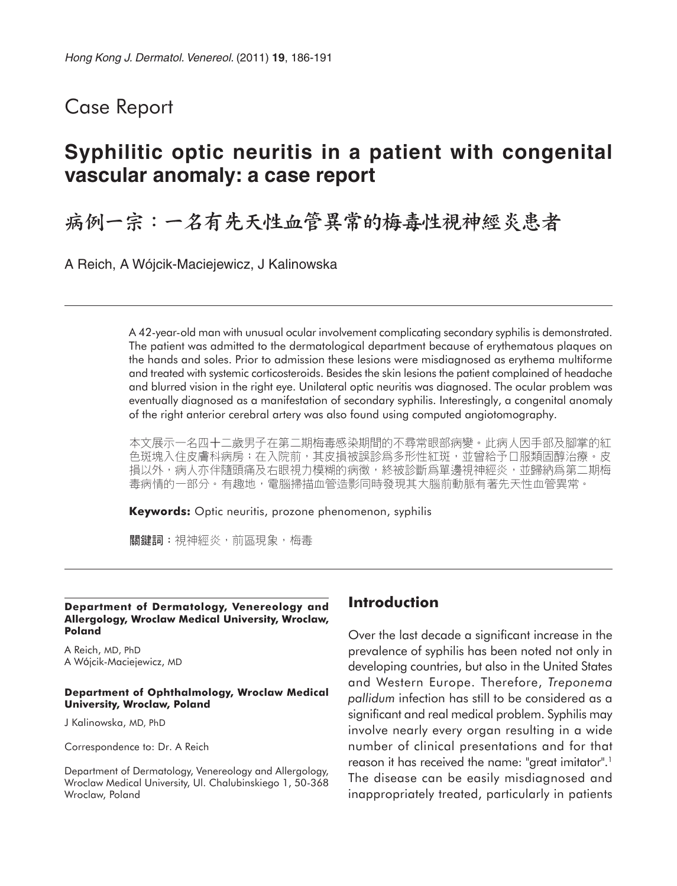Case Report

# Syphilitic optic neuritis in a patient with congenital vascular anomaly: a case report

# 病例一宗：一名有先天性血管異常的梅毒性視神經炎患者

A Reich, A Wójcik-Maciejewicz, J Kalinowska

A 42-year-old man with unusual ocular involvement complicating secondary syphilis is demonstrated. The patient was admitted to the dermatological department because of erythematous plaques on the hands and soles. Prior to admission these lesions were misdiagnosed as erythema multiforme and treated with systemic corticosteroids. Besides the skin lesions the patient complained of headache and blurred vision in the right eye. Unilateral optic neuritis was diagnosed. The ocular problem was eventually diagnosed as a manifestation of secondary syphilis. Interestingly, a congenital anomaly of the right anterior cerebral artery was also found using computed angiotomography.

本文展示一名四十二歲男子在第二期梅毒感染期間的不尋常眼部病變。此病人因手部及腳掌的紅色斑塊入住皮膚科病房；在入院前，其皮損被誤診爲多形性紅斑，並曾給予口服類固醇治療。皮損以外，病人亦伴隨頭痛及右眼視力模糊的病徵，終被診斷爲單邊視神經炎，並歸納爲第二期梅毒病情的一部分。有趣地，電腦掃描血管造影同時發現其大腦前動脈有著先天性血管異常。

**Keywords:** Optic neuritis, prozone phenomenon, syphilis

**關鍵詞**：視神經炎，前區現象，梅毒

**Department of Dermatology, Venereology and Allergology, Wroclaw Medical University, Wroclaw, Poland**

A Reich, MD, PhD
A Wójcik-Maciejewicz, MD

**Department of Ophthalmology, Wroclaw Medical University, Wroclaw, Poland**

J Kalinowska, MD, PhD

Correspondence to: Dr. A Reich

Department of Dermatology, Venereology and Allergology, Wroclaw Medical University, Ul. Chalubinskiego 1, 50-368 Wroclaw, Poland

## Introduction

Over the last decade a significant increase in the prevalence of syphilis has been noted not only in developing countries, but also in the United States and Western Europe. Therefore, *Treponema pallidum* infection has still to be considered as a significant and real medical problem. Syphilis may involve nearly every organ resulting in a wide number of clinical presentations and for that reason it has received the name: "great imitator".[1] The disease can be easily misdiagnosed and inappropriately treated, particularly in patients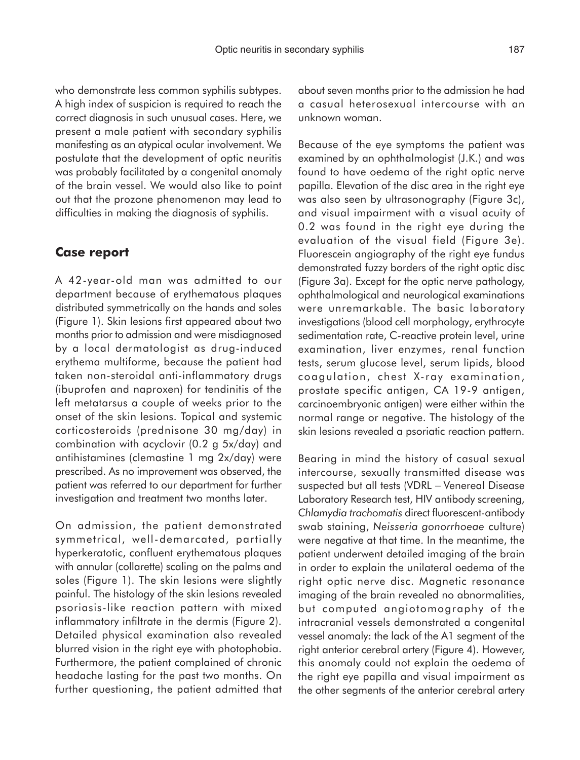who demonstrate less common syphilis subtypes. A high index of suspicion is required to reach the correct diagnosis in such unusual cases. Here, we present a male patient with secondary syphilis manifesting as an atypical ocular involvement. We postulate that the development of optic neuritis was probably facilitated by a congenital anomaly of the brain vessel. We would also like to point out that the prozone phenomenon may lead to difficulties in making the diagnosis of syphilis.

## Case report

A 42-year-old man was admitted to our department because of erythematous plaques distributed symmetrically on the hands and soles (Figure 1). Skin lesions first appeared about two months prior to admission and were misdiagnosed by a local dermatologist as drug-induced erythema multiforme, because the patient had taken non-steroidal anti-inflammatory drugs (ibuprofen and naproxen) for tendinitis of the left metatarsus a couple of weeks prior to the onset of the skin lesions. Topical and systemic corticosteroids (prednisone 30 mg/day) in combination with acyclovir (0.2 g 5x/day) and antihistamines (clemastine 1 mg 2x/day) were prescribed. As no improvement was observed, the patient was referred to our department for further investigation and treatment two months later.

On admission, the patient demonstrated symmetrical, well-demarcated, partially hyperkeratotic, confluent erythematous plaques with annular (collarette) scaling on the palms and soles (Figure 1). The skin lesions were slightly painful. The histology of the skin lesions revealed psoriasis-like reaction pattern with mixed inflammatory infiltrate in the dermis (Figure 2). Detailed physical examination also revealed blurred vision in the right eye with photophobia. Furthermore, the patient complained of chronic headache lasting for the past two months. On further questioning, the patient admitted that about seven months prior to the admission he had a casual heterosexual intercourse with an unknown woman.

Because of the eye symptoms the patient was examined by an ophthalmologist (J.K.) and was found to have oedema of the right optic nerve papilla. Elevation of the disc area in the right eye was also seen by ultrasonography (Figure 3c), and visual impairment with a visual acuity of 0.2 was found in the right eye during the evaluation of the visual field (Figure 3e). Fluorescein angiography of the right eye fundus demonstrated fuzzy borders of the right optic disc (Figure 3a). Except for the optic nerve pathology, ophthalmological and neurological examinations were unremarkable. The basic laboratory investigations (blood cell morphology, erythrocyte sedimentation rate, C-reactive protein level, urine examination, liver enzymes, renal function tests, serum glucose level, serum lipids, blood coagulation, chest X-ray examination, prostate specific antigen, CA 19-9 antigen, carcinoembryonic antigen) were either within the normal range or negative. The histology of the skin lesions revealed a psoriatic reaction pattern.

Bearing in mind the history of casual sexual intercourse, sexually transmitted disease was suspected but all tests (VDRL – Venereal Disease Laboratory Research test, HIV antibody screening, *Chlamydia trachomatis* direct fluorescent-antibody swab staining, *Neisseria gonorrhoeae* culture) were negative at that time. In the meantime, the patient underwent detailed imaging of the brain in order to explain the unilateral oedema of the right optic nerve disc. Magnetic resonance imaging of the brain revealed no abnormalities, but computed angiotomography of the intracranial vessels demonstrated a congenital vessel anomaly: the lack of the A1 segment of the right anterior cerebral artery (Figure 4). However, this anomaly could not explain the oedema of the right eye papilla and visual impairment as the other segments of the anterior cerebral artery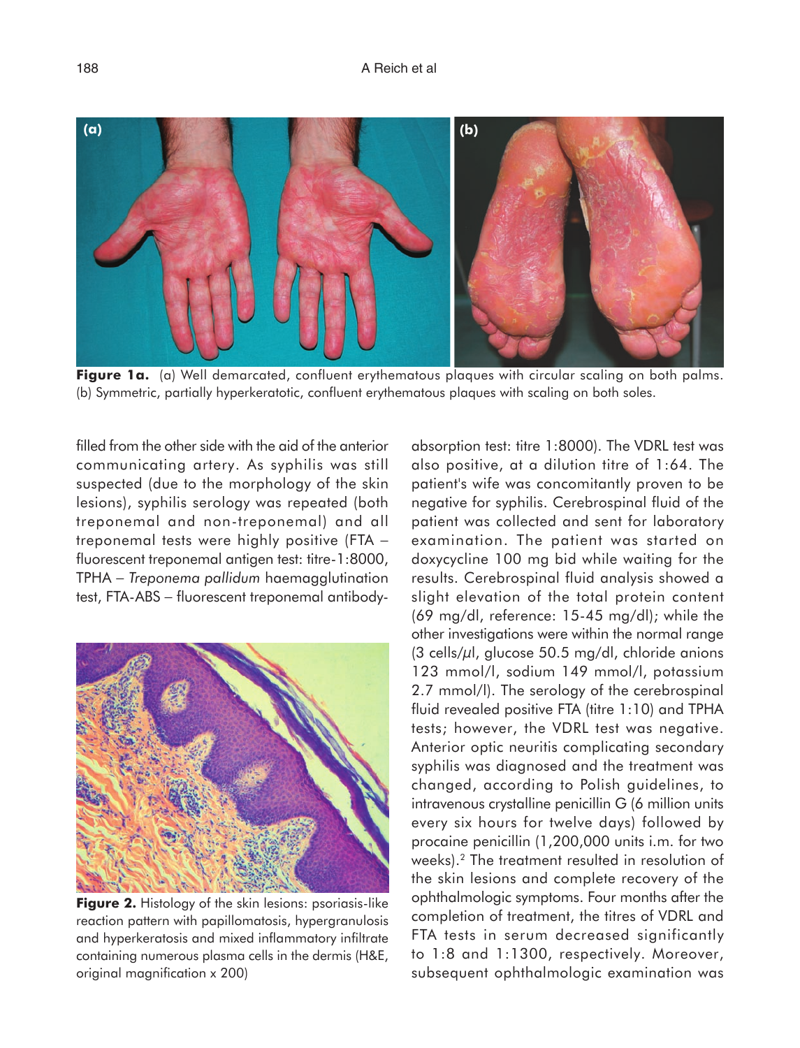**Figure 1a.** (a) Well demarcated, confluent erythematous plaques with circular scaling on both palms. (b) Symmetric, partially hyperkeratotic, confluent erythematous plaques with scaling on both soles.

filled from the other side with the aid of the anterior communicating artery. As syphilis was still suspected (due to the morphology of the skin lesions), syphilis serology was repeated (both treponemal and non-treponemal) and all treponemal tests were highly positive (FTA – fluorescent treponemal antigen test: titre-1:8000, TPHA – *Treponema pallidum* haemagglutination test, FTA-ABS – fluorescent treponemal antibody-absorption test: titre 1:8000). The VDRL test was also positive, at a dilution titre of 1:64. The patient's wife was concomitantly proven to be negative for syphilis. Cerebrospinal fluid of the patient was collected and sent for laboratory examination. The patient was started on doxycycline 100 mg bid while waiting for the results. Cerebrospinal fluid analysis showed a slight elevation of the total protein content (69 mg/dl, reference: 15-45 mg/dl); while the other investigations were within the normal range (3 cells/$\mu$l, glucose 50.5 mg/dl, chloride anions 123 mmol/l, sodium 149 mmol/l, potassium 2.7 mmol/l). The serology of the cerebrospinal fluid revealed positive FTA (titre 1:10) and TPHA tests; however, the VDRL test was negative. Anterior optic neuritis complicating secondary syphilis was diagnosed and the treatment was changed, according to Polish guidelines, to intravenous crystalline penicillin G (6 million units every six hours for twelve days) followed by procaine penicillin (1,200,000 units i.m. for two weeks).[2] The treatment resulted in resolution of the skin lesions and complete recovery of the ophthalmologic symptoms. Four months after the completion of treatment, the titres of VDRL and FTA tests in serum decreased significantly to 1:8 and 1:1300, respectively. Moreover, subsequent ophthalmologic examination was

**Figure 2.** Histology of the skin lesions: psoriasis-like reaction pattern with papillomatosis, hypergranulosis and hyperkeratosis and mixed inflammatory infiltrate containing numerous plasma cells in the dermis (H&E, original magnification x 200)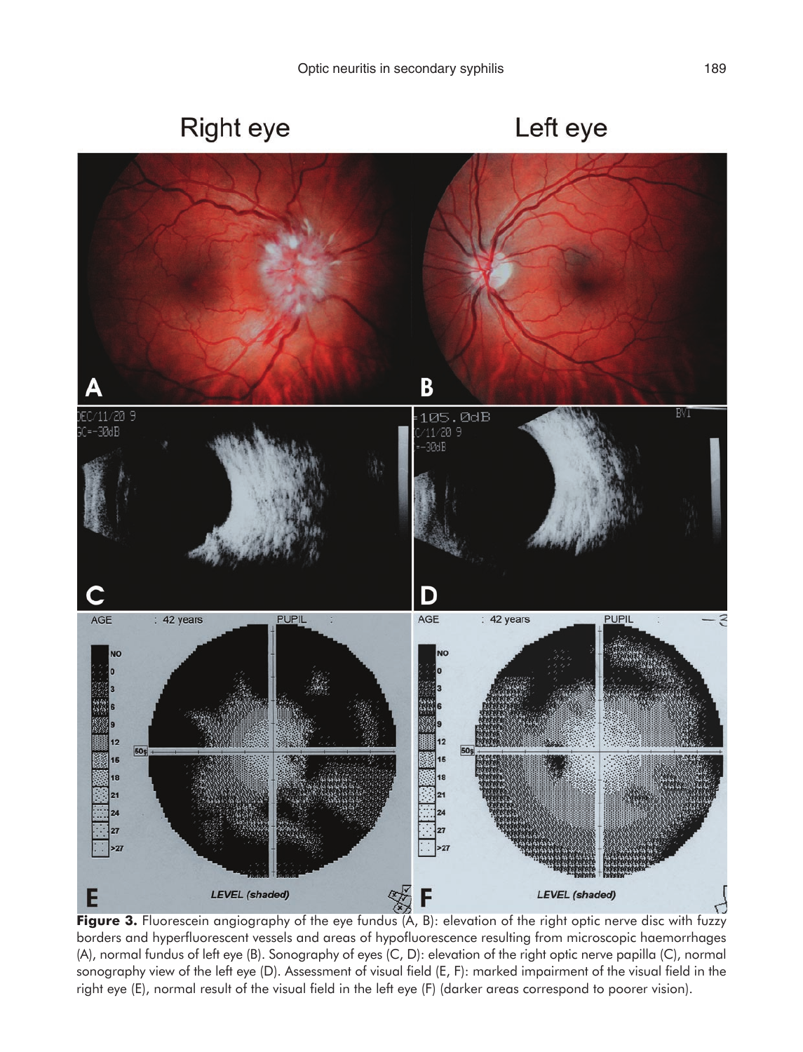**Figure 3.** Fluorescein angiography of the eye fundus (A, B): elevation of the right optic nerve disc with fuzzy borders and hyperfluorescent vessels and areas of hypofluorescence resulting from microscopic haemorrhages (A), normal fundus of left eye (B). Sonography of eyes (C, D): elevation of the right optic nerve papilla (C), normal sonography view of the left eye (D). Assessment of visual field (E, F): marked impairment of the visual field in the right eye (E), normal result of the visual field in the left eye (F) (darker areas correspond to poorer vision).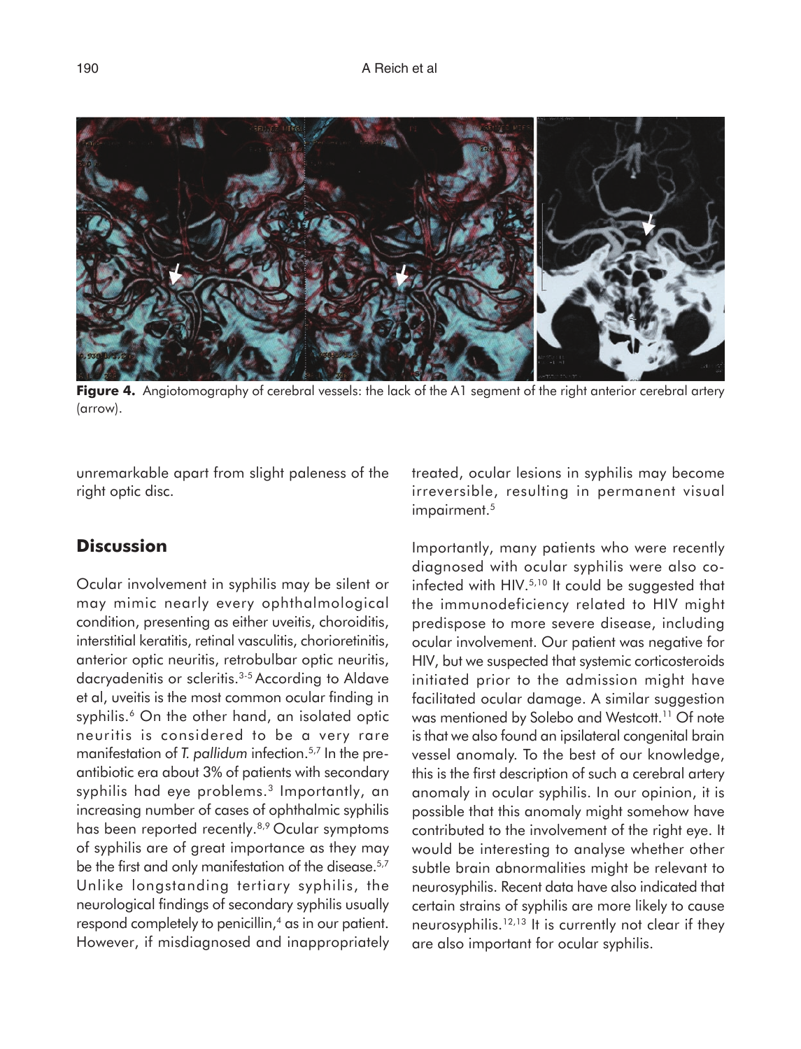**Figure 4.** Angiotomography of cerebral vessels: the lack of the A1 segment of the right anterior cerebral artery (arrow).

unremarkable apart from slight paleness of the right optic disc.

## Discussion

Ocular involvement in syphilis may be silent or may mimic nearly every ophthalmological condition, presenting as either uveitis, choroiditis, interstitial keratitis, retinal vasculitis, chorioretinitis, anterior optic neuritis, retrobulbar optic neuritis, dacryadenitis or scleritis.[3-5] According to Aldave et al, uveitis is the most common ocular finding in syphilis.[6] On the other hand, an isolated optic neuritis is considered to be a very rare manifestation of *T. pallidum* infection.[5,7] In the pre-antibiotic era about 3% of patients with secondary syphilis had eye problems.[3] Importantly, an increasing number of cases of ophthalmic syphilis has been reported recently.[8,9] Ocular symptoms of syphilis are of great importance as they may be the first and only manifestation of the disease.[5,7] Unlike longstanding tertiary syphilis, the neurological findings of secondary syphilis usually respond completely to penicillin,[4] as in our patient. However, if misdiagnosed and inappropriately treated, ocular lesions in syphilis may become irreversible, resulting in permanent visual impairment.[5]

Importantly, many patients who were recently diagnosed with ocular syphilis were also co-infected with HIV.[5,10] It could be suggested that the immunodeficiency related to HIV might predispose to more severe disease, including ocular involvement. Our patient was negative for HIV, but we suspected that systemic corticosteroids initiated prior to the admission might have facilitated ocular damage. A similar suggestion was mentioned by Solebo and Westcott.[11] Of note is that we also found an ipsilateral congenital brain vessel anomaly. To the best of our knowledge, this is the first description of such a cerebral artery anomaly in ocular syphilis. In our opinion, it is possible that this anomaly might somehow have contributed to the involvement of the right eye. It would be interesting to analyse whether other subtle brain abnormalities might be relevant to neurosyphilis. Recent data have also indicated that certain strains of syphilis are more likely to cause neurosyphilis.[12,13] It is currently not clear if they are also important for ocular syphilis.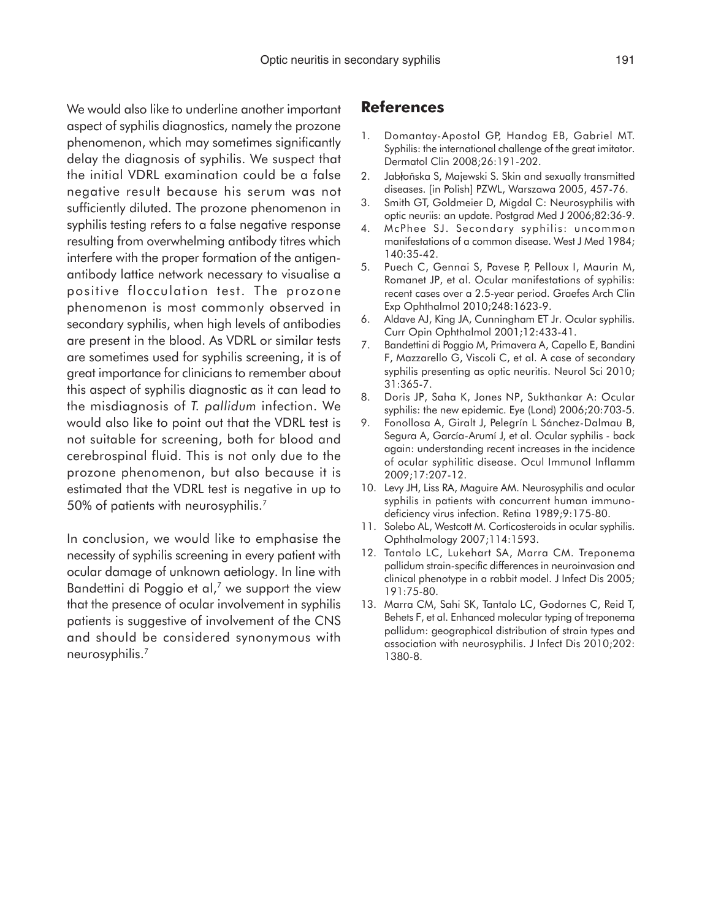We would also like to underline another important aspect of syphilis diagnostics, namely the prozone phenomenon, which may sometimes significantly delay the diagnosis of syphilis. We suspect that the initial VDRL examination could be a false negative result because his serum was not sufficiently diluted. The prozone phenomenon in syphilis testing refers to a false negative response resulting from overwhelming antibody titres which interfere with the proper formation of the antigen-antibody lattice network necessary to visualise a positive flocculation test. The prozone phenomenon is most commonly observed in secondary syphilis, when high levels of antibodies are present in the blood. As VDRL or similar tests are sometimes used for syphilis screening, it is of great importance for clinicians to remember about this aspect of syphilis diagnostic as it can lead to the misdiagnosis of *T. pallidum* infection. We would also like to point out that the VDRL test is not suitable for screening, both for blood and cerebrospinal fluid. This is not only due to the prozone phenomenon, but also because it is estimated that the VDRL test is negative in up to 50% of patients with neurosyphilis.[7]

In conclusion, we would like to emphasise the necessity of syphilis screening in every patient with ocular damage of unknown aetiology. In line with Bandettini di Poggio et al,[7] we support the view that the presence of ocular involvement in syphilis patients is suggestive of involvement of the CNS and should be considered synonymous with neurosyphilis.[7]

## References

1. Domantay-Apostol GP, Handog EB, Gabriel MT. Syphilis: the international challenge of the great imitator. Dermatol Clin 2008;26:191-202.
2. Jabłońska S, Majewski S. Skin and sexually transmitted diseases. [in Polish] PZWL, Warszawa 2005, 457-76.
3. Smith GT, Goldmeier D, Migdal C: Neurosyphilis with optic neuriis: an update. Postgrad Med J 2006;82:36-9.
4. McPhee SJ. Secondary syphilis: uncommon manifestations of a common disease. West J Med 1984; 140:35-42.
5. Puech C, Gennai S, Pavese P, Pelloux I, Maurin M, Romanet JP, et al. Ocular manifestations of syphilis: recent cases over a 2.5-year period. Graefes Arch Clin Exp Ophthalmol 2010;248:1623-9.
6. Aldave AJ, King JA, Cunningham ET Jr. Ocular syphilis. Curr Opin Ophthalmol 2001;12:433-41.
7. Bandettini di Poggio M, Primavera A, Capello E, Bandini F, Mazzarello G, Viscoli C, et al. A case of secondary syphilis presenting as optic neuritis. Neurol Sci 2010; 31:365-7.
8. Doris JP, Saha K, Jones NP, Sukthankar A: Ocular syphilis: the new epidemic. Eye (Lond) 2006;20:703-5.
9. Fonollosa A, Giralt J, Pelegrín L Sánchez-Dalmau B, Segura A, García-Arumí J, et al. Ocular syphilis - back again: understanding recent increases in the incidence of ocular syphilitic disease. Ocul Immunol Inflamm 2009;17:207-12.
10. Levy JH, Liss RA, Maguire AM. Neurosyphilis and ocular syphilis in patients with concurrent human immuno-deficiency virus infection. Retina 1989;9:175-80.
11. Solebo AL, Westcott M. Corticosteroids in ocular syphilis. Ophthalmology 2007;114:1593.
12. Tantalo LC, Lukehart SA, Marra CM. Treponema pallidum strain-specific differences in neuroinvasion and clinical phenotype in a rabbit model. J Infect Dis 2005; 191:75-80.
13. Marra CM, Sahi SK, Tantalo LC, Godornes C, Reid T, Behets F, et al. Enhanced molecular typing of treponema pallidum: geographical distribution of strain types and association with neurosyphilis. J Infect Dis 2010;202: 1380-8.